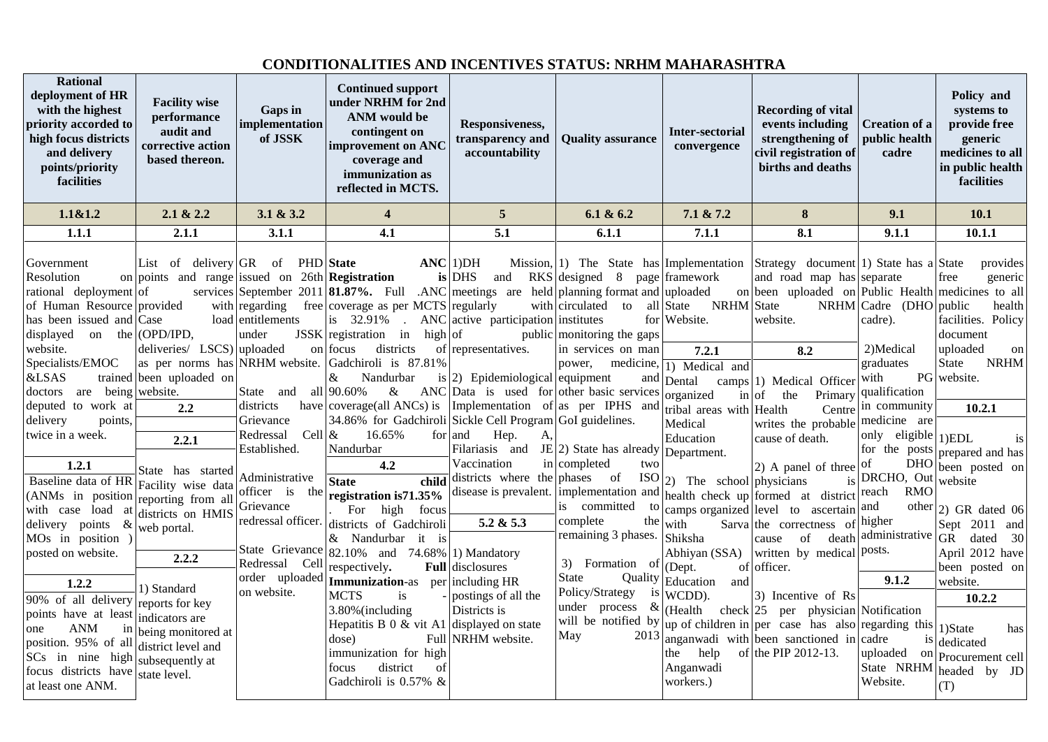# CONDITIONALITIES AND INCENTIVES STATUS: NRHM MAHARASHTRA

| Rational deployment of HR with the highest priority accorded to high focus districts and delivery points/priority facilities | Facility wise performance audit and corrective action based thereon. | Gaps in implementation of JSSK | Continued support under NRHM for 2nd ANM would be contingent on improvement on ANC coverage and immunization as reflected in MCTS. | Responsiveness, transparency and accountability | Quality assurance | Inter-sectorial convergence | Recording of vital events including strengthening of civil registration of births and deaths | Creation of a public health cadre | Policy and systems to provide free generic medicines to all in public health facilities |
|---|---|---|---|---|---|---|---|---|---|
| **1.1&1.2** | **2.1 & 2.2** | **3.1 & 3.2** | **4** | **5** | **6.1 & 6.2** | **7.1 & 7.2** | **8** | **9.1** | **10.1** |
| **1.1.1** | **2.1.1** | **3.1.1** | **4.1** | **5.1** | **6.1.1** | **7.1.1** | **8.1** | **9.1.1** | **10.1.1** |
| Government Resolution on rational deployment of of Human Resource has been issued and displayed on the website. Specialists/EMOC &LSAS trained doctors are being deputed to work at delivery points, twice in a week. | List of delivery points and range of services provided with Case load (OPD/IPD, deliveries/ LSCS) as per norms has been uploaded on website. | GR of PHD issued on 26th September 2011 regarding free entitlements under JSSK uploaded on NRHM website. | **State ANC Registration is 81.87%.** Full .ANC coverage as per MCTS is 32.91% . ANC registration in high focus districts of Gadchiroli is 87.81% & Nandurbar is 90.60% & ANC coverage(all ANCs) is 34.86% for Gadchiroli & 16.65% for Nandurbar | 1)DH Mission, DHS and RKS meetings are held regularly with active participation of public representatives. | 1) The State has designed 8 page planning format and circulated to all institutes for monitoring the gaps in services on man power, medicine, equipment and other basic services as per IPHS and GoI guidelines. | Implementation framework uploaded on State NRHM Website. | Strategy document and road map has been uploaded on State NRHM website. | 1) State has a separate Public Health Cadre (DHO cadre). | State provides free generic medicines to all public health facilities. Policy document uploaded on State NRHM website. |
| **1.2.1** | **2.2** | State and all districts have Grievance Redressal Cell Established. | **4.2** | 2) Epidemiological Data is used for Implementation of Sickle Cell Program and Hep. A, Filariasis and JE Vaccination in districts where the disease is prevalent. | 2) State has already completed two phases of ISO implementation and is committed to complete the remaining 3 phases. | **7.2.1** | **8.2** | 2)Medical graduates with PG qualification in community medicine are only eligible for the posts of DHO DRCHO, Out reach RMO and other higher administrative posts. | **10.2.1** |
| Baseline data of HR (ANMs in position with case load at delivery points & MOs in position ) posted on website. | **2.2.1** | Administrative officer is the Grievance redressal officer. | **State child registration is71.35%** . For high focus districts of Gadchiroli & Nandurbar it is 82.10% and 74.68% respectively. | **5.2 & 5.3** | 3) Formation of State Quality Policy/Strategy is under process & will be notified by May 2013 | 1) Medical and Dental camps organized in tribal areas with Medical Education Department. | 1) Medical Officer of the Primary Health Centre writes the probable cause of death. | **9.1.2** | 1)EDL is prepared and has been posted on website |
| **1.2.2** | State has started Facility wise data reporting from all districts on HMIS web portal. | State Grievance Redressal Cell order uploaded on website. | **Full Immunization**-as per MCTS is -3.80%(including Hepatitis B 0 & vit A1 dose) Full immunization for high focus district of Gadchiroli is 0.57% & | 1) Mandatory disclosures including HR postings of all the Districts is displayed on state NRHM website. | | 2) The school health check up camps organized with Sarva Shiksha Abhiyan (SSA) (Dept. of Education and WCDD). | 2) A panel of three physicians is formed at district level to ascertain the correctness of cause of death written by medical officer. | Notification regarding this cadre is uploaded on State NRHM Website. | 2) GR dated 06 Sept 2011 and GR dated 30 April 2012 have been posted on website. |
| 90% of all delivery points have at least one ANM in position. 95% of all SCs in nine high focus districts have at least one ANM. | **2.2.2** | | | | | 3) Incentive of Rs 25 per physician (Health check up of children in anganwadi with the help of Anganwadi workers.) | 3) Incentive of Rs 25 per physician case has also been sanctioned in the PIP 2012-13. | | **10.2.2** |
| | 1) Standard reports for key indicators are being monitored at district level and subsequently at state level. | | | | | | | | 1)State has dedicated Procurement cell headed by JD (T) |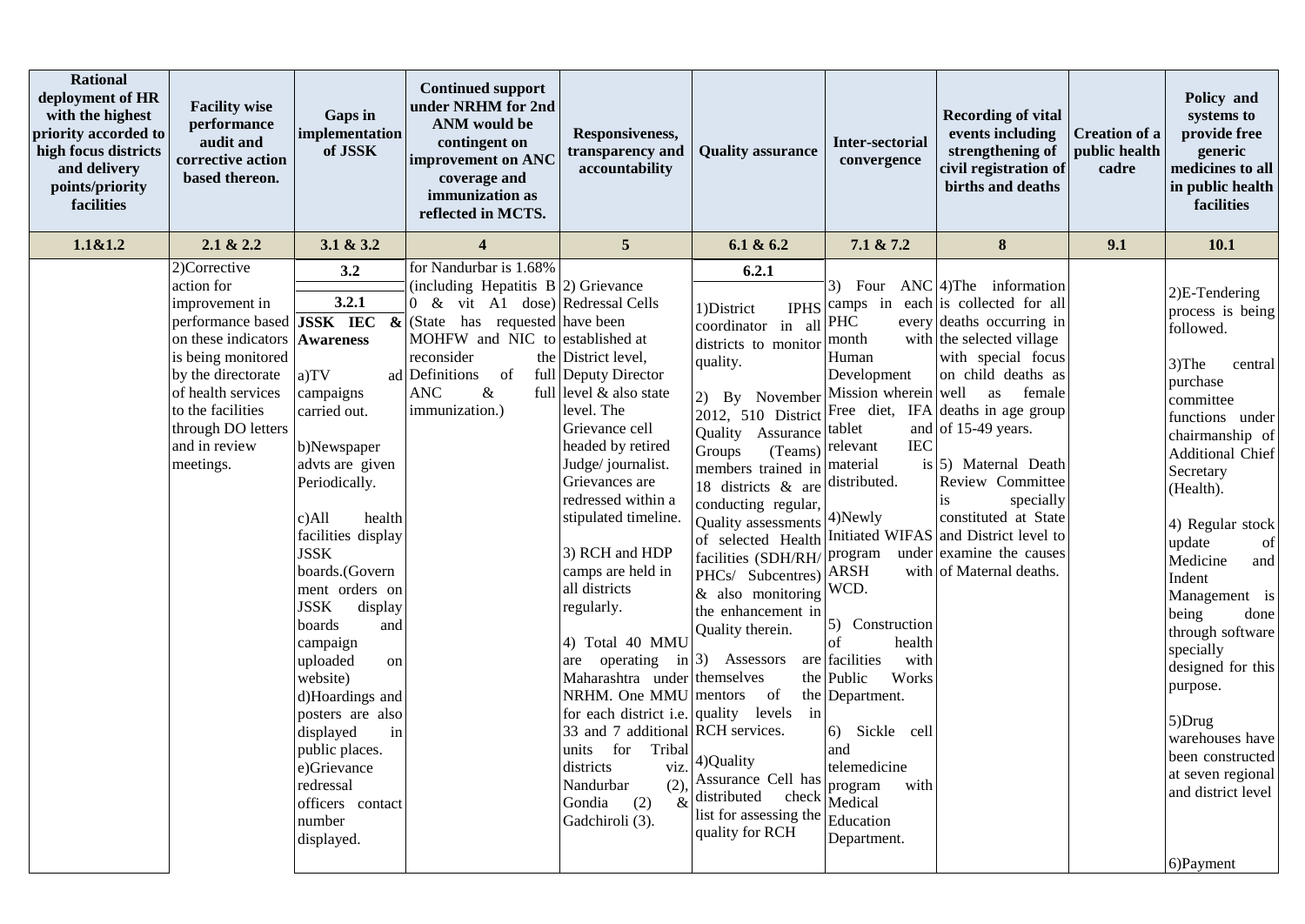| Rational deployment of HR with the highest priority accorded to high focus districts and delivery points/priority facilities | Facility wise performance audit and corrective action based thereon. | Gaps in implementation of JSSK | Continued support under NRHM for 2nd ANM would be contingent on improvement on ANC coverage and immunization as reflected in MCTS. | Responsiveness, transparency and accountability | Quality assurance | Inter-sectorial convergence | Recording of vital events including strengthening of civil registration of births and deaths | Creation of a public health cadre | Policy and systems to provide free generic medicines to all in public health facilities |
|---|---|---|---|---|---|---|---|---|---|
| **1.1&1.2** | **2.1 & 2.2** | **3.1 & 3.2** | **4** | **5** | **6.1 & 6.2** | **7.1 & 7.2** | **8** | **9.1** | **10.1** |
| | 2)Corrective action for improvement in performance based on these indicators is being monitored by the directorate of health services to the facilities through DO letters and in review meetings. | **3.2**<br><br>**3.2.1**<br>**JSSK IEC & Awareness**<br><br>a)TV ad campaigns carried out.<br><br>b)Newspaper advts are given Periodically.<br><br>c)All health facilities display JSSK boards.(Government orders on JSSK display boards and campaign uploaded on website)<br>d)Hoardings and posters are also displayed in public places.<br>e)Grievance redressal officers contact number displayed. | for Nandurbar is 1.68% (including Hepatitis B 0 & vit A1 dose) (State has requested MOHFW and NIC to reconsider the Definitions of full ANC & full immunization.) | 2) Grievance Redressal Cells have been established at District level, Deputy Director level & also state level. The Grievance cell headed by retired Judge/ journalist. Grievances are redressed within a stipulated timeline.<br><br>3) RCH and HDP camps are held in all districts regularly.<br><br>4) Total 40 MMU are operating in Maharashtra under NRHM. One MMU for each district i.e. 33 and 7 additional units for Tribal districts viz. Nandurbar (2), Gondia (2) & Gadchiroli (3). | **6.2.1**<br><br>1)District IPHS coordinator in all districts to monitor quality.<br><br>2) By November 2012, 510 District Quality Assurance Groups (Teams) members trained in 18 districts & are conducting regular, Quality assessments of selected Health facilities (SDH/RH/ PHCs/ Subcentres) & also monitoring the enhancement in Quality therein.<br><br>3) Assessors are themselves the mentors of the quality levels in RCH services.<br><br>4)Quality Assurance Cell has distributed check list for assessing the quality for RCH | 3) Four ANC camps in each PHC every month with Human Development Mission wherein Free diet, IFA tablet and relevant IEC material is distributed.<br><br>4)Newly Initiated WIFAS program under ARSH with WCD.<br><br>5) Construction of health facilities with Public Works Department.<br><br>6) Sickle cell and telemedicine program with Medical Education Department. | 4)The information is collected for all deaths occurring in the selected village with special focus on child deaths as well as female deaths in age group of 15-49 years.<br><br>5) Maternal Death Review Committee is specially constituted at State and District level to examine the causes of Maternal deaths. | | 2)E-Tendering process is being followed.<br><br>3)The central purchase committee functions under chairmanship of Additional Chief Secretary (Health).<br><br>4) Regular stock update of Medicine and Indent Management is being done through software specially designed for this purpose.<br><br>5)Drug warehouses have been constructed at seven regional and district level<br><br>6)Payment |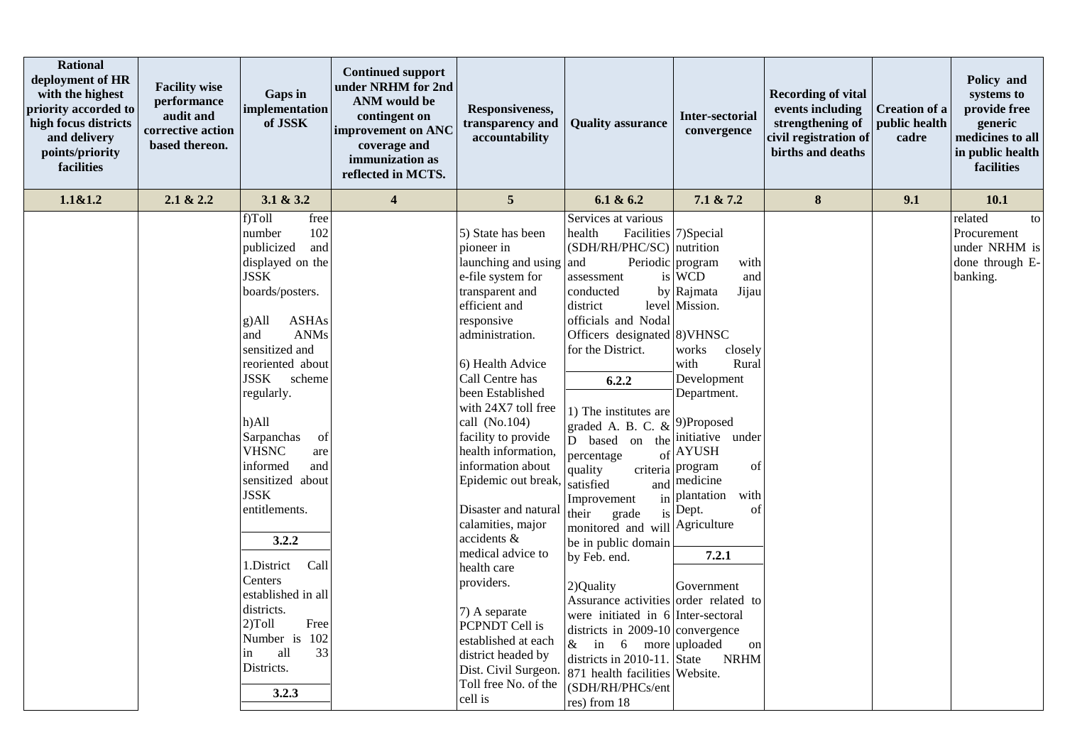| Rational deployment of HR with the highest priority accorded to high focus districts and delivery points/priority facilities | Facility wise performance audit and corrective action based thereon. | Gaps in implementation of JSSK | Continued support under NRHM for 2nd ANM would be contingent on improvement on ANC coverage and immunization as reflected in MCTS. | Responsiveness, transparency and accountability | Quality assurance | Inter-sectoral convergence | Recording of vital events including strengthening of civil registration of births and deaths | Creation of a public health cadre | Policy and systems to provide free generic medicines to all in public health facilities |
|---|---|---|---|---|---|---|---|---|---|
| **1.1&1.2** | **2.1 & 2.2** | **3.1 & 3.2** | **4** | **5** | **6.1 & 6.2** | **7.1 & 7.2** | **8** | **9.1** | **10.1** |
| | | f)Toll free number 102 publicized and displayed on the JSSK boards/posters.<br><br>g)All ASHAs and ANMs sensitized and reoriented about JSSK scheme regularly.<br><br>h)All Sarpanchas of VHSNC are informed and sensitized about JSSK entitlements.<br><br>**3.2.2**<br><br>1.District Call Centers established in all districts.<br>2)Toll Free Number is 102 in all 33 Districts.<br><br>**3.2.3** | | 5) State has been pioneer in launching and using e-file system for transparent and efficient and responsive administration.<br><br>6) Health Advice Call Centre has been Established with 24X7 toll free call (No.104) facility to provide health information, information about Epidemic out break,<br><br>Disaster and natural calamities, major accidents & medical advice to health care providers.<br><br>7) A separate PCPNDT Cell is established at each district headed by Dist. Civil Surgeon. Toll free No. of the cell is | Services at various health Facilities (SDH/RH/PHC/SC) and Periodic assessment is conducted by district level officials and Nodal Officers designated for the District.<br><br>**6.2.2**<br><br>1) The institutes are graded A. B. C. & D based on the percentage of quality criteria satisfied and Improvement in their grade is monitored and will be in public domain by Feb. end.<br><br>2)Quality Assurance activities were initiated in 6 districts in 2009-10 & in 6 more districts in 2010-11. 871 health facilities (SDH/RH/PHCs/ent res) from 18 | 7)Special nutrition program with WCD and Rajmata Jijau Mission.<br><br>8)VHNSC works closely with Rural Development Department.<br><br>9)Proposed initiative under AYUSH program of medicine plantation with Dept. of Agriculture<br><br>**7.2.1**<br><br>Government order related to Inter-sectoral convergence uploaded on State NRHM Website. | | | related to Procurement under NRHM is done through E-banking. |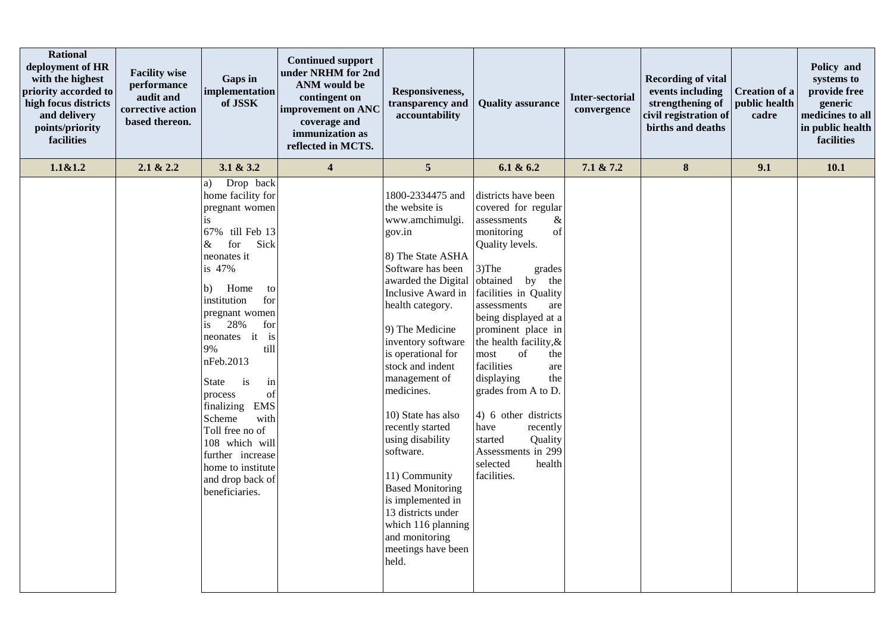| Rational deployment of HR with the highest priority accorded to high focus districts and delivery points/priority facilities | Facility wise performance audit and corrective action based thereon. | Gaps in implementation of JSSK | Continued support under NRHM for 2nd ANM would be contingent on improvement on ANC coverage and immunization as reflected in MCTS. | Responsiveness, transparency and accountability | Quality assurance | Inter-sectorial convergence | Recording of vital events including strengthening of civil registration of births and deaths | Creation of a public health cadre | Policy and systems to provide free generic medicines to all in public health facilities |
|---|---|---|---|---|---|---|---|---|---|
| **1.1&1.2** | **2.1 & 2.2** | **3.1 & 3.2** | **4** | **5** | **6.1 & 6.2** | **7.1 & 7.2** | **8** | **9.1** | **10.1** |
| | | a) Drop back home facility for pregnant women is 67% till Feb 13 & for Sick neonates it is 47%<br><br>b) Home to institution for pregnant women is 28% for neonates it is 9% till nFeb.2013<br><br>State is in process of finalizing EMS Scheme with Toll free no of 108 which will further increase home to institute and drop back of beneficiaries. | | 1800-2334475 and the website is www.amchimulgi.gov.in<br><br>8) The State ASHA Software has been awarded the Digital Inclusive Award in health category.<br><br>9) The Medicine inventory software is operational for stock and indent management of medicines.<br><br>10) State has also recently started using disability software.<br><br>11) Community Based Monitoring is implemented in 13 districts under which 116 planning and monitoring meetings have been held. | districts have been covered for regular assessments & monitoring of Quality levels.<br><br>3)The grades obtained by the facilities in Quality assessments are being displayed at a prominent place in the health facility,& most of the facilities are displaying the grades from A to D.<br><br>4) 6 other districts have recently started Quality Assessments in 299 selected health facilities. | | | | |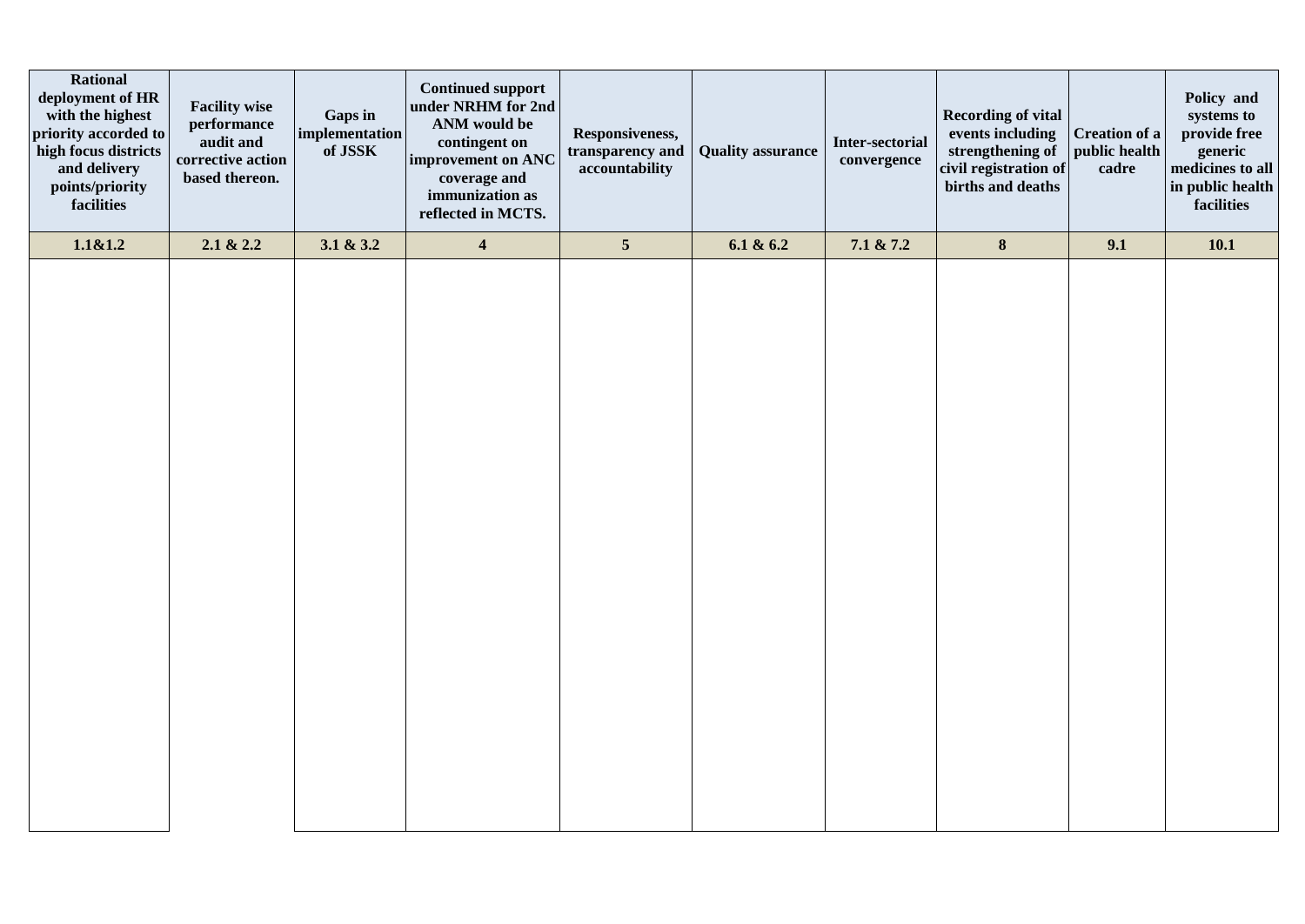| Rational deployment of HR with the highest priority accorded to high focus districts and delivery points/priority facilities | Facility wise performance audit and corrective action based thereon. | Gaps in implementation of JSSK | Continued support under NRHM for 2nd ANM would be contingent on improvement on ANC coverage and immunization as reflected in MCTS. | Responsiveness, transparency and accountability | Quality assurance | Inter-sectorial convergence | Recording of vital events including strengthening of civil registration of births and deaths | Creation of a public health cadre | Policy and systems to provide free generic medicines to all in public health facilities |
|---|---|---|---|---|---|---|---|---|---|
| 1.1&1.2 | 2.1 & 2.2 | 3.1 & 3.2 | 4 | 5 | 6.1 & 6.2 | 7.1 & 7.2 | 8 | 9.1 | 10.1 |
| | | | | | | | | | |